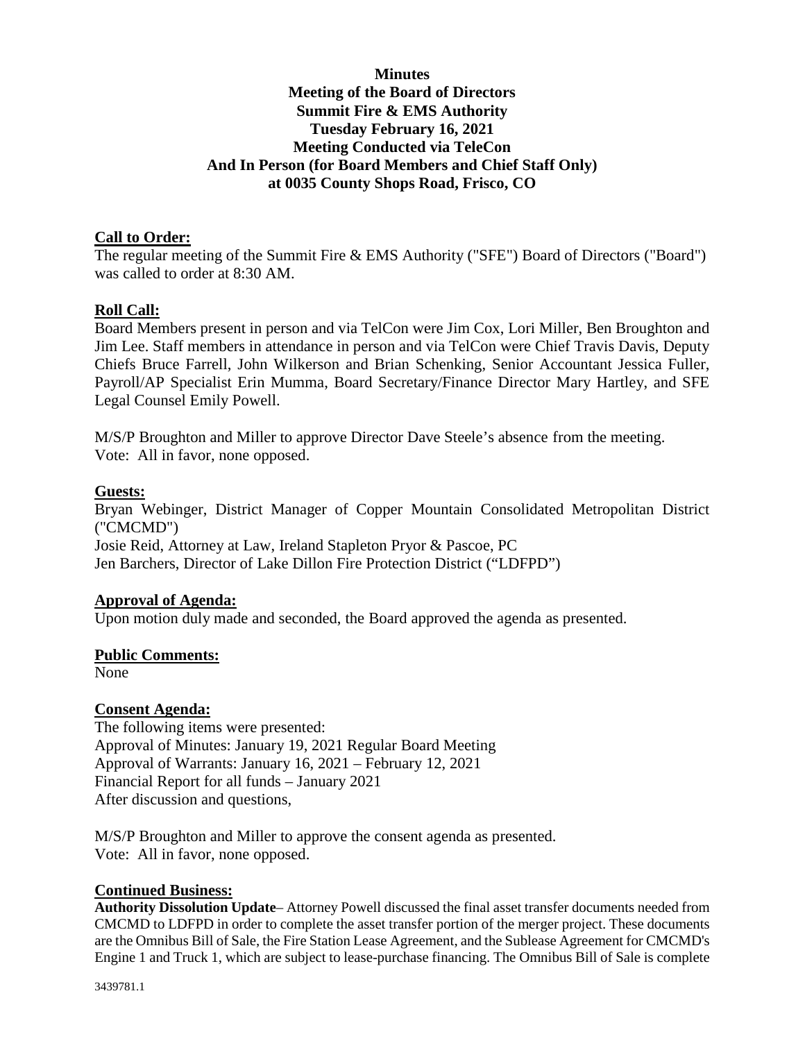**Minutes**
**Meeting of the Board of Directors**
**Summit Fire & EMS Authority**
**Tuesday February 16, 2021**
**Meeting Conducted via TeleCon**
**And In Person (for Board Members and Chief Staff Only)**
**at 0035 County Shops Road, Frisco, CO**

## Call to Order:

The regular meeting of the Summit Fire & EMS Authority ("SFE") Board of Directors ("Board") was called to order at 8:30 AM.

## Roll Call:

Board Members present in person and via TelCon were Jim Cox, Lori Miller, Ben Broughton and Jim Lee. Staff members in attendance in person and via TelCon were Chief Travis Davis, Deputy Chiefs Bruce Farrell, John Wilkerson and Brian Schenking, Senior Accountant Jessica Fuller, Payroll/AP Specialist Erin Mumma, Board Secretary/Finance Director Mary Hartley, and SFE Legal Counsel Emily Powell.

M/S/P Broughton and Miller to approve Director Dave Steele's absence from the meeting.
Vote: All in favor, none opposed.

## Guests:

Bryan Webinger, District Manager of Copper Mountain Consolidated Metropolitan District ("CMCMD")
Josie Reid, Attorney at Law, Ireland Stapleton Pryor & Pascoe, PC
Jen Barchers, Director of Lake Dillon Fire Protection District ("LDFPD")

## Approval of Agenda:

Upon motion duly made and seconded, the Board approved the agenda as presented.

## Public Comments:

None

## Consent Agenda:

The following items were presented:
Approval of Minutes: January 19, 2021 Regular Board Meeting
Approval of Warrants: January 16, 2021 – February 12, 2021
Financial Report for all funds – January 2021
After discussion and questions,

M/S/P Broughton and Miller to approve the consent agenda as presented.
Vote: All in favor, none opposed.

## Continued Business:

**Authority Dissolution Update**– Attorney Powell discussed the final asset transfer documents needed from CMCMD to LDFPD in order to complete the asset transfer portion of the merger project. These documents are the Omnibus Bill of Sale, the Fire Station Lease Agreement, and the Sublease Agreement for CMCMD's Engine 1 and Truck 1, which are subject to lease-purchase financing. The Omnibus Bill of Sale is complete

3439781.1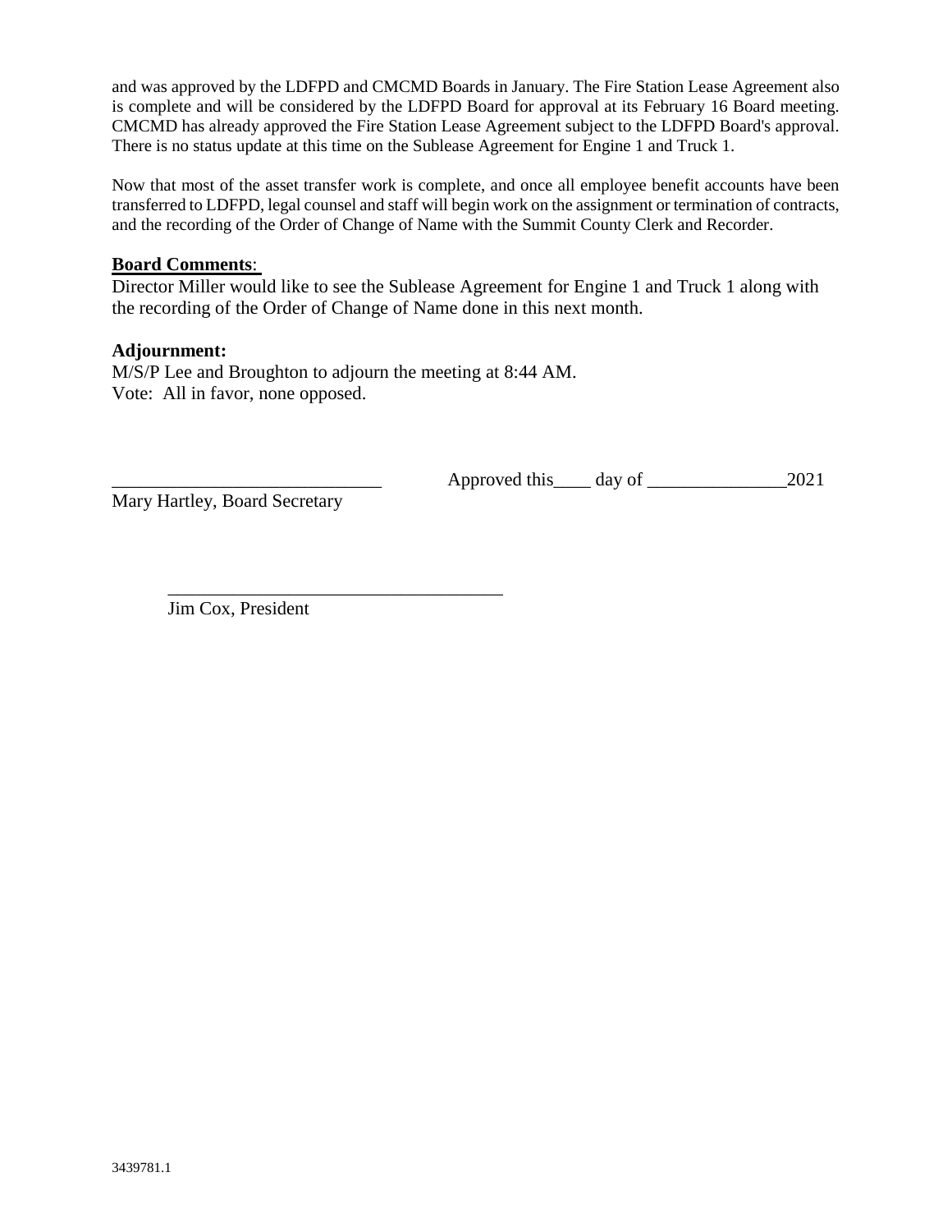and was approved by the LDFPD and CMCMD Boards in January. The Fire Station Lease Agreement also is complete and will be considered by the LDFPD Board for approval at its February 16 Board meeting. CMCMD has already approved the Fire Station Lease Agreement subject to the LDFPD Board's approval. There is no status update at this time on the Sublease Agreement for Engine 1 and Truck 1.

Now that most of the asset transfer work is complete, and once all employee benefit accounts have been transferred to LDFPD, legal counsel and staff will begin work on the assignment or termination of contracts, and the recording of the Order of Change of Name with the Summit County Clerk and Recorder.

**Board Comments**:

Director Miller would like to see the Sublease Agreement for Engine 1 and Truck 1 along with the recording of the Order of Change of Name done in this next month.

**Adjournment:**

M/S/P Lee and Broughton to adjourn the meeting at 8:44 AM.
Vote: All in favor, none opposed.

_____________________________ Approved this____ day of _______________2021

Mary Hartley, Board Secretary

____________________________________

Jim Cox, President

3439781.1